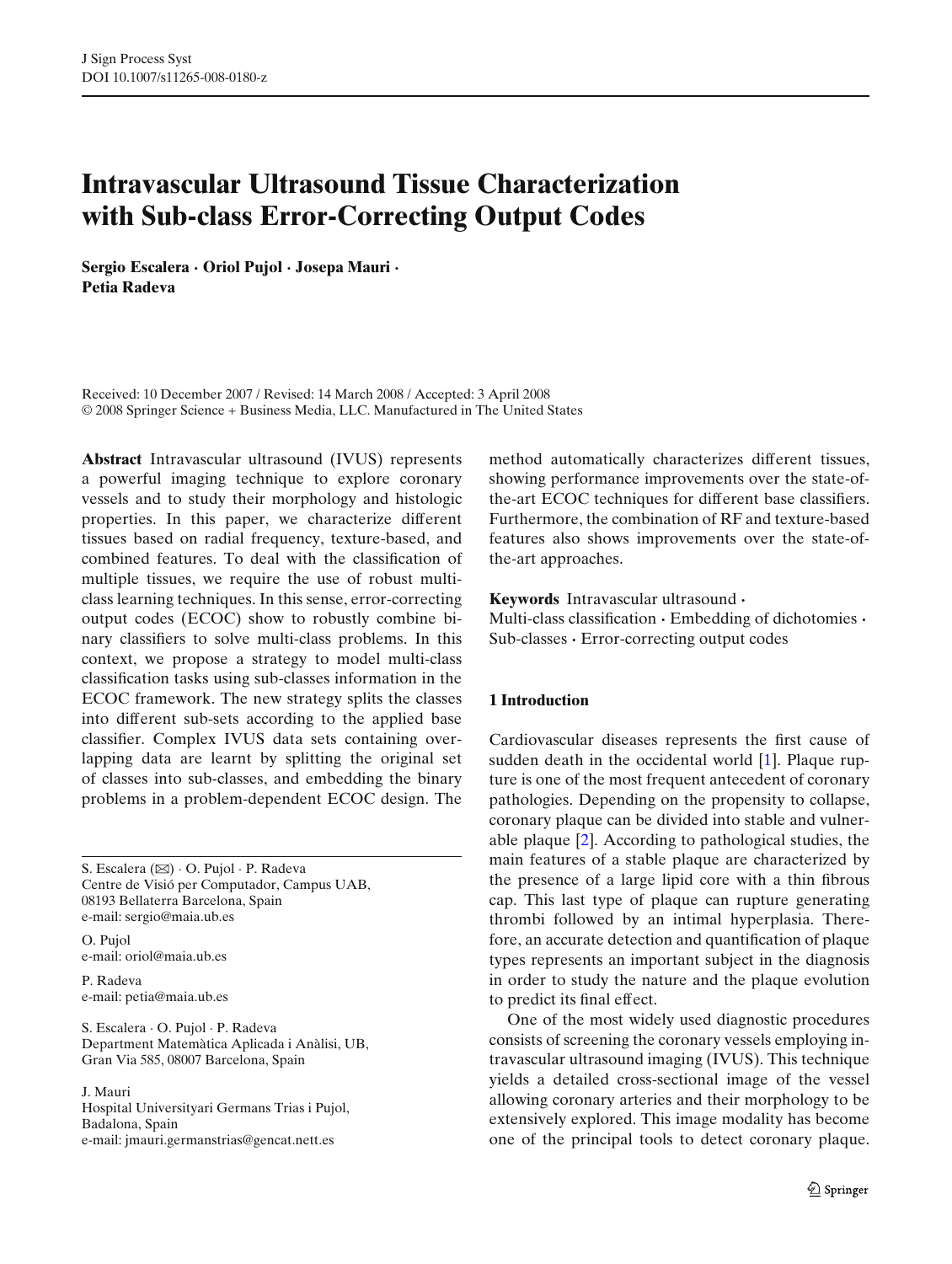# Intravascular Ultrasound Tissue Characterization with Sub-class Error-Correcting Output Codes

**Sergio Escalera · Oriol Pujol · Josepa Mauri · Petia Radeva**

Received: 10 December 2007 / Revised: 14 March 2008 / Accepted: 3 April 2008
© 2008 Springer Science + Business Media, LLC. Manufactured in The United States

**Abstract** Intravascular ultrasound (IVUS) represents a powerful imaging technique to explore coronary vessels and to study their morphology and histologic properties. In this paper, we characterize different tissues based on radial frequency, texture-based, and combined features. To deal with the classification of multiple tissues, we require the use of robust multi-class learning techniques. In this sense, error-correcting output codes (ECOC) show to robustly combine binary classifiers to solve multi-class problems. In this context, we propose a strategy to model multi-class classification tasks using sub-classes information in the ECOC framework. The new strategy splits the classes into different sub-sets according to the applied base classifier. Complex IVUS data sets containing overlapping data are learnt by splitting the original set of classes into sub-classes, and embedding the binary problems in a problem-dependent ECOC design. The method automatically characterizes different tissues, showing performance improvements over the state-of-the-art ECOC techniques for different base classifiers. Furthermore, the combination of RF and texture-based features also shows improvements over the state-of-the-art approaches.

**Keywords** Intravascular ultrasound · Multi-class classification · Embedding of dichotomies · Sub-classes · Error-correcting output codes

S. Escalera (✉) · O. Pujol · P. Radeva
Centre de Visió per Computador, Campus UAB, 08193 Bellaterra Barcelona, Spain
e-mail: sergio@maia.ub.es

O. Pujol
e-mail: oriol@maia.ub.es

P. Radeva
e-mail: petia@maia.ub.es

S. Escalera · O. Pujol · P. Radeva
Department Matemàtica Aplicada i Anàlisi, UB, Gran Via 585, 08007 Barcelona, Spain

J. Mauri
Hospital Universityari Germans Trias i Pujol, Badalona, Spain
e-mail: jmauri.germanstrias@gencat.nett.es

## 1 Introduction

Cardiovascular diseases represents the first cause of sudden death in the occidental world [1]. Plaque rupture is one of the most frequent antecedent of coronary pathologies. Depending on the propensity to collapse, coronary plaque can be divided into stable and vulnerable plaque [2]. According to pathological studies, the main features of a stable plaque are characterized by the presence of a large lipid core with a thin fibrous cap. This last type of plaque can rupture generating thrombi followed by an intimal hyperplasia. Therefore, an accurate detection and quantification of plaque types represents an important subject in the diagnosis in order to study the nature and the plaque evolution to predict its final effect.

One of the most widely used diagnostic procedures consists of screening the coronary vessels employing intravascular ultrasound imaging (IVUS). This technique yields a detailed cross-sectional image of the vessel allowing coronary arteries and their morphology to be extensively explored. This image modality has become one of the principal tools to detect coronary plaque.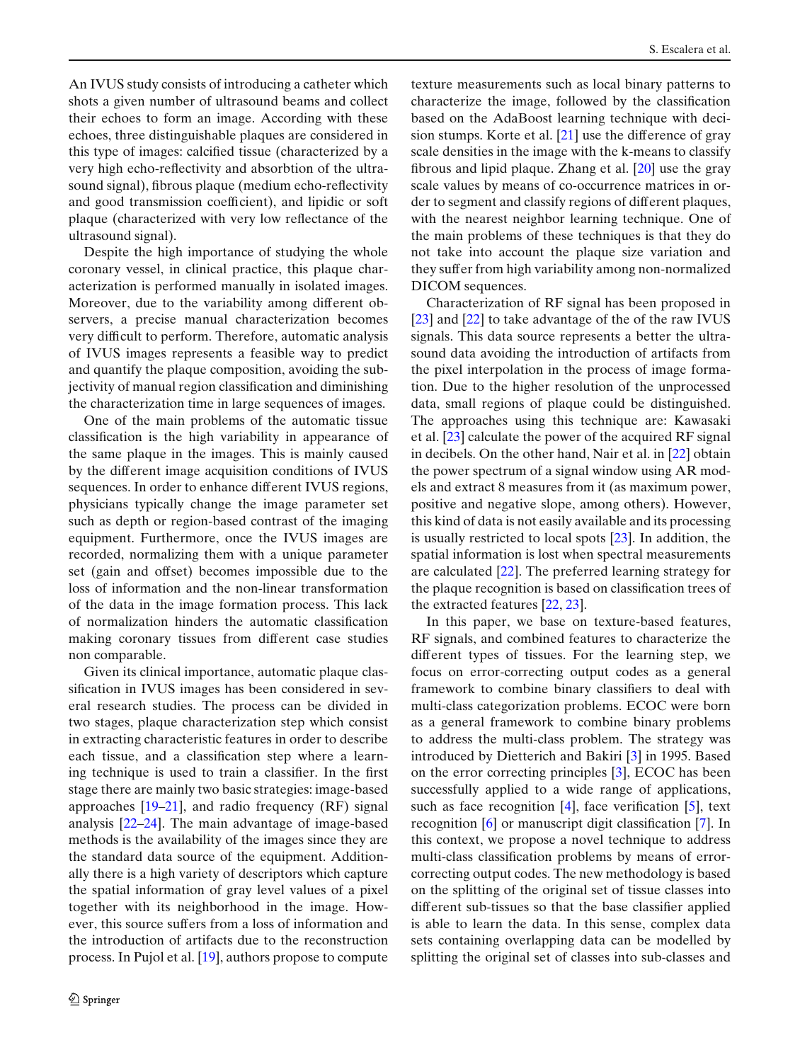An IVUS study consists of introducing a catheter which shots a given number of ultrasound beams and collect their echoes to form an image. According with these echoes, three distinguishable plaques are considered in this type of images: calcified tissue (characterized by a very high echo-reflectivity and absorbtion of the ultrasound signal), fibrous plaque (medium echo-reflectivity and good transmission coefficient), and lipidic or soft plaque (characterized with very low reflectance of the ultrasound signal).

Despite the high importance of studying the whole coronary vessel, in clinical practice, this plaque characterization is performed manually in isolated images. Moreover, due to the variability among different observers, a precise manual characterization becomes very difficult to perform. Therefore, automatic analysis of IVUS images represents a feasible way to predict and quantify the plaque composition, avoiding the subjectivity of manual region classification and diminishing the characterization time in large sequences of images.

One of the main problems of the automatic tissue classification is the high variability in appearance of the same plaque in the images. This is mainly caused by the different image acquisition conditions of IVUS sequences. In order to enhance different IVUS regions, physicians typically change the image parameter set such as depth or region-based contrast of the imaging equipment. Furthermore, once the IVUS images are recorded, normalizing them with a unique parameter set (gain and offset) becomes impossible due to the loss of information and the non-linear transformation of the data in the image formation process. This lack of normalization hinders the automatic classification making coronary tissues from different case studies non comparable.

Given its clinical importance, automatic plaque classification in IVUS images has been considered in several research studies. The process can be divided in two stages, plaque characterization step which consist in extracting characteristic features in order to describe each tissue, and a classification step where a learning technique is used to train a classifier. In the first stage there are mainly two basic strategies: image-based approaches [19–21], and radio frequency (RF) signal analysis [22–24]. The main advantage of image-based methods is the availability of the images since they are the standard data source of the equipment. Additionally there is a high variety of descriptors which capture the spatial information of gray level values of a pixel together with its neighborhood in the image. However, this source suffers from a loss of information and the introduction of artifacts due to the reconstruction process. In Pujol et al. [19], authors propose to compute texture measurements such as local binary patterns to characterize the image, followed by the classification based on the AdaBoost learning technique with decision stumps. Korte et al. [21] use the difference of gray scale densities in the image with the k-means to classify fibrous and lipid plaque. Zhang et al. [20] use the gray scale values by means of co-occurrence matrices in order to segment and classify regions of different plaques, with the nearest neighbor learning technique. One of the main problems of these techniques is that they do not take into account the plaque size variation and they suffer from high variability among non-normalized DICOM sequences.

Characterization of RF signal has been proposed in [23] and [22] to take advantage of the of the raw IVUS signals. This data source represents a better the ultrasound data avoiding the introduction of artifacts from the pixel interpolation in the process of image formation. Due to the higher resolution of the unprocessed data, small regions of plaque could be distinguished. The approaches using this technique are: Kawasaki et al. [23] calculate the power of the acquired RF signal in decibels. On the other hand, Nair et al. in [22] obtain the power spectrum of a signal window using AR models and extract 8 measures from it (as maximum power, positive and negative slope, among others). However, this kind of data is not easily available and its processing is usually restricted to local spots [23]. In addition, the spatial information is lost when spectral measurements are calculated [22]. The preferred learning strategy for the plaque recognition is based on classification trees of the extracted features [22, 23].

In this paper, we base on texture-based features, RF signals, and combined features to characterize the different types of tissues. For the learning step, we focus on error-correcting output codes as a general framework to combine binary classifiers to deal with multi-class categorization problems. ECOC were born as a general framework to combine binary problems to address the multi-class problem. The strategy was introduced by Dietterich and Bakiri [3] in 1995. Based on the error correcting principles [3], ECOC has been successfully applied to a wide range of applications, such as face recognition [4], face verification [5], text recognition [6] or manuscript digit classification [7]. In this context, we propose a novel technique to address multi-class classification problems by means of error-correcting output codes. The new methodology is based on the splitting of the original set of tissue classes into different sub-tissues so that the base classifier applied is able to learn the data. In this sense, complex data sets containing overlapping data can be modelled by splitting the original set of classes into sub-classes and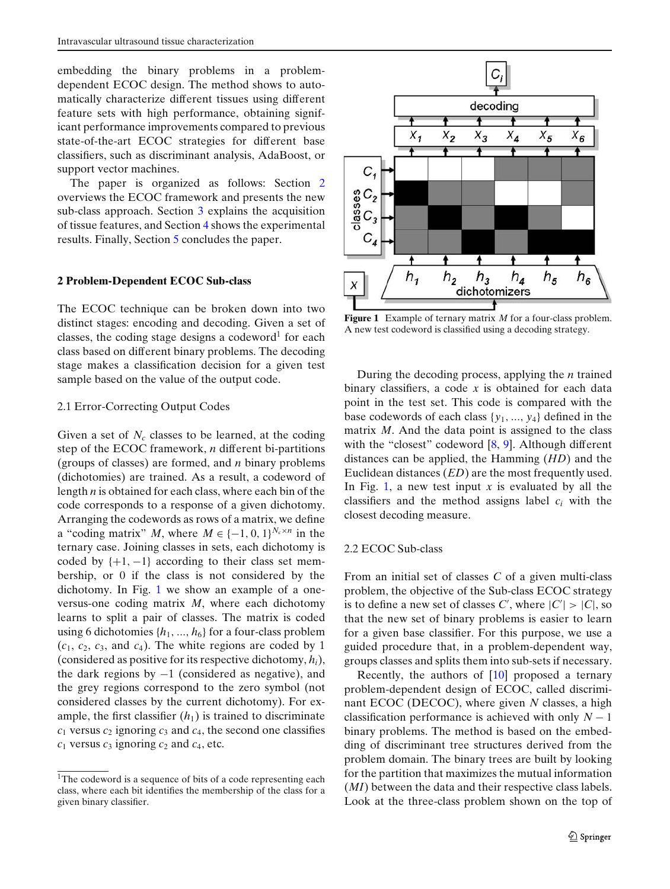embedding the binary problems in a problem-dependent ECOC design. The method shows to automatically characterize different tissues using different feature sets with high performance, obtaining significant performance improvements compared to previous state-of-the-art ECOC strategies for different base classifiers, such as discriminant analysis, AdaBoost, or support vector machines.

The paper is organized as follows: Section 2 overviews the ECOC framework and presents the new sub-class approach. Section 3 explains the acquisition of tissue features, and Section 4 shows the experimental results. Finally, Section 5 concludes the paper.

## 2 Problem-Dependent ECOC Sub-class

The ECOC technique can be broken down into two distinct stages: encoding and decoding. Given a set of classes, the coding stage designs a codeword[1] for each class based on different binary problems. The decoding stage makes a classification decision for a given test sample based on the value of the output code.

### 2.1 Error-Correcting Output Codes

Given a set of $N_c$ classes to be learned, at the coding step of the ECOC framework, $n$ different bi-partitions (groups of classes) are formed, and $n$ binary problems (dichotomies) are trained. As a result, a codeword of length $n$ is obtained for each class, where each bin of the code corresponds to a response of a given dichotomy. Arranging the codewords as rows of a matrix, we define a "coding matrix" $M$, where $M \in \{-1, 0, 1\}^{N_c \times n}$ in the ternary case. Joining classes in sets, each dichotomy is coded by $\{+1, -1\}$ according to their class set membership, or 0 if the class is not considered by the dichotomy. In Fig. 1 we show an example of a one-versus-one coding matrix $M$, where each dichotomy learns to split a pair of classes. The matrix is coded using 6 dichotomies $\{h_1, \ldots, h_6\}$ for a four-class problem ($c_1$, $c_2$, $c_3$, and $c_4$). The white regions are coded by 1 (considered as positive for its respective dichotomy, $h_i$), the dark regions by $-1$ (considered as negative), and the grey regions correspond to the zero symbol (not considered classes by the current dichotomy). For example, the first classifier ($h_1$) is trained to discriminate $c_1$ versus $c_2$ ignoring $c_3$ and $c_4$, the second one classifies $c_1$ versus $c_3$ ignoring $c_2$ and $c_4$, etc.

[1]The codeword is a sequence of bits of a code representing each class, where each bit identifies the membership of the class for a given binary classifier.

**Figure 1** Example of ternary matrix $M$ for a four-class problem. A new test codeword is classified using a decoding strategy.

During the decoding process, applying the $n$ trained binary classifiers, a code $x$ is obtained for each data point in the test set. This code is compared with the base codewords of each class $\{y_1, \ldots, y_4\}$ defined in the matrix $M$. And the data point is assigned to the class with the "closest" codeword [8, 9]. Although different distances can be applied, the Hamming ($HD$) and the Euclidean distances ($ED$) are the most frequently used. In Fig. 1, a new test input $x$ is evaluated by all the classifiers and the method assigns label $c_i$ with the closest decoding measure.

### 2.2 ECOC Sub-class

From an initial set of classes $C$ of a given multi-class problem, the objective of the Sub-class ECOC strategy is to define a new set of classes $C'$, where $|C'| > |C|$, so that the new set of binary problems is easier to learn for a given base classifier. For this purpose, we use a guided procedure that, in a problem-dependent way, groups classes and splits them into sub-sets if necessary.

Recently, the authors of [10] proposed a ternary problem-dependent design of ECOC, called discriminant ECOC (DECOC), where given $N$ classes, a high classification performance is achieved with only $N - 1$ binary problems. The method is based on the embedding of discriminant tree structures derived from the problem domain. The binary trees are built by looking for the partition that maximizes the mutual information ($MI$) between the data and their respective class labels. Look at the three-class problem shown on the top of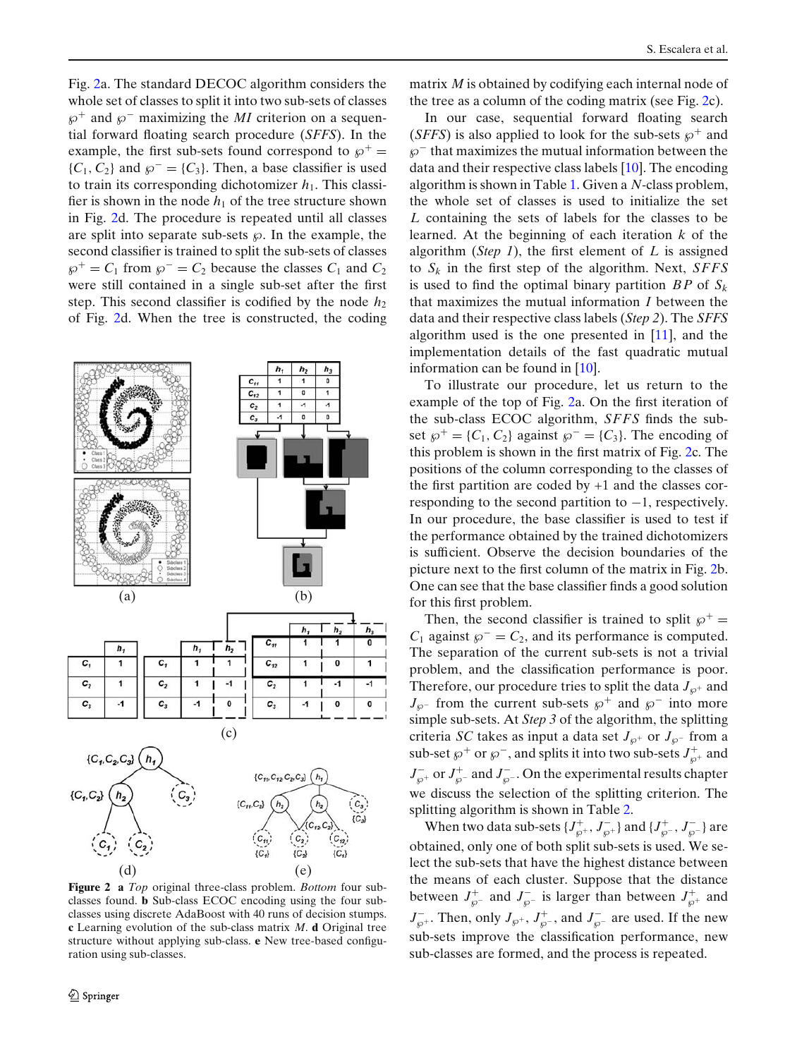Fig. 2a. The standard DECOC algorithm considers the whole set of classes to split it into two sub-sets of classes $\wp^+$ and $\wp^-$ maximizing the *MI* criterion on a sequential forward floating search procedure (*SFFS*). In the example, the first sub-sets found correspond to $\wp^+ = \{C_1, C_2\}$ and $\wp^- = \{C_3\}$. Then, a base classifier is used to train its corresponding dichotomizer $h_1$. This classifier is shown in the node $h_1$ of the tree structure shown in Fig. 2d. The procedure is repeated until all classes are split into separate sub-sets $\wp$. In the example, the second classifier is trained to split the sub-sets of classes $\wp^+ = C_1$ from $\wp^- = C_2$ because the classes $C_1$ and $C_2$ were still contained in a single sub-set after the first step. This second classifier is codified by the node $h_2$ of Fig. 2d. When the tree is constructed, the coding matrix $M$ is obtained by codifying each internal node of the tree as a column of the coding matrix (see Fig. 2c).

In our case, sequential forward floating search (*SFFS*) is also applied to look for the sub-sets $\wp^+$ and $\wp^-$ that maximizes the mutual information between the data and their respective class labels [10]. The encoding algorithm is shown in Table 1. Given a $N$-class problem, the whole set of classes is used to initialize the set $L$ containing the sets of labels for the classes to be learned. At the beginning of each iteration $k$ of the algorithm (*Step 1*), the first element of $L$ is assigned to $S_k$ in the first step of the algorithm. Next, *SFFS* is used to find the optimal binary partition $BP$ of $S_k$ that maximizes the mutual information $I$ between the data and their respective class labels (*Step 2*). The *SFFS* algorithm used is the one presented in [11], and the implementation details of the fast quadratic mutual information can be found in [10].

To illustrate our procedure, let us return to the example of the top of Fig. 2a. On the first iteration of the sub-class ECOC algorithm, *SFFS* finds the sub-set $\wp^+ = \{C_1, C_2\}$ against $\wp^- = \{C_3\}$. The encoding of this problem is shown in the first matrix of Fig. 2c. The positions of the column corresponding to the classes of the first partition are coded by +1 and the classes corresponding to the second partition to $-1$, respectively. In our procedure, the base classifier is used to test if the performance obtained by the trained dichotomizers is sufficient. Observe the decision boundaries of the picture next to the first column of the matrix in Fig. 2b. One can see that the base classifier finds a good solution for this first problem.

Then, the second classifier is trained to split $\wp^+ = C_1$ against $\wp^- = C_2$, and its performance is computed. The separation of the current sub-sets is not a trivial problem, and the classification performance is poor. Therefore, our procedure tries to split the data $J_{\wp^+}$ and $J_{\wp^-}$ from the current sub-sets $\wp^+$ and $\wp^-$ into more simple sub-sets. At *Step 3* of the algorithm, the splitting criteria $SC$ takes as input a data set $J_{\wp^+}$ or $J_{\wp^-}$ from a sub-set $\wp^+$ or $\wp^-$, and splits it into two sub-sets $J^+_{\wp^+}$ and $J^-_{\wp^+}$ or $J^+_{\wp^-}$ and $J^-_{\wp^-}$. On the experimental results chapter we discuss the selection of the splitting criterion. The splitting algorithm is shown in Table 2.

When two data sub-sets $\{J^+_{\wp^+}, J^-_{\wp^+}\}$ and $\{J^+_{\wp^-}, J^-_{\wp^-}\}$ are obtained, only one of both split sub-sets is used. We select the sub-sets that have the highest distance between the means of each cluster. Suppose that the distance between $J^+_{\wp^-}$ and $J^-_{\wp^-}$ is larger than between $J^+_{\wp^+}$ and $J^-_{\wp^+}$. Then, only $J_{\wp^+}$, $J^+_{\wp^-}$, and $J^-_{\wp^-}$ are used. If the new sub-sets improve the classification performance, new sub-classes are formed, and the process is repeated.

**Figure 2** **a** *Top* original three-class problem. *Bottom* four sub-classes found. **b** Sub-class ECOC encoding using the four sub-classes using discrete AdaBoost with 40 runs of decision stumps. **c** Learning evolution of the sub-class matrix $M$. **d** Original tree structure without applying sub-class. **e** New tree-based configuration using sub-classes.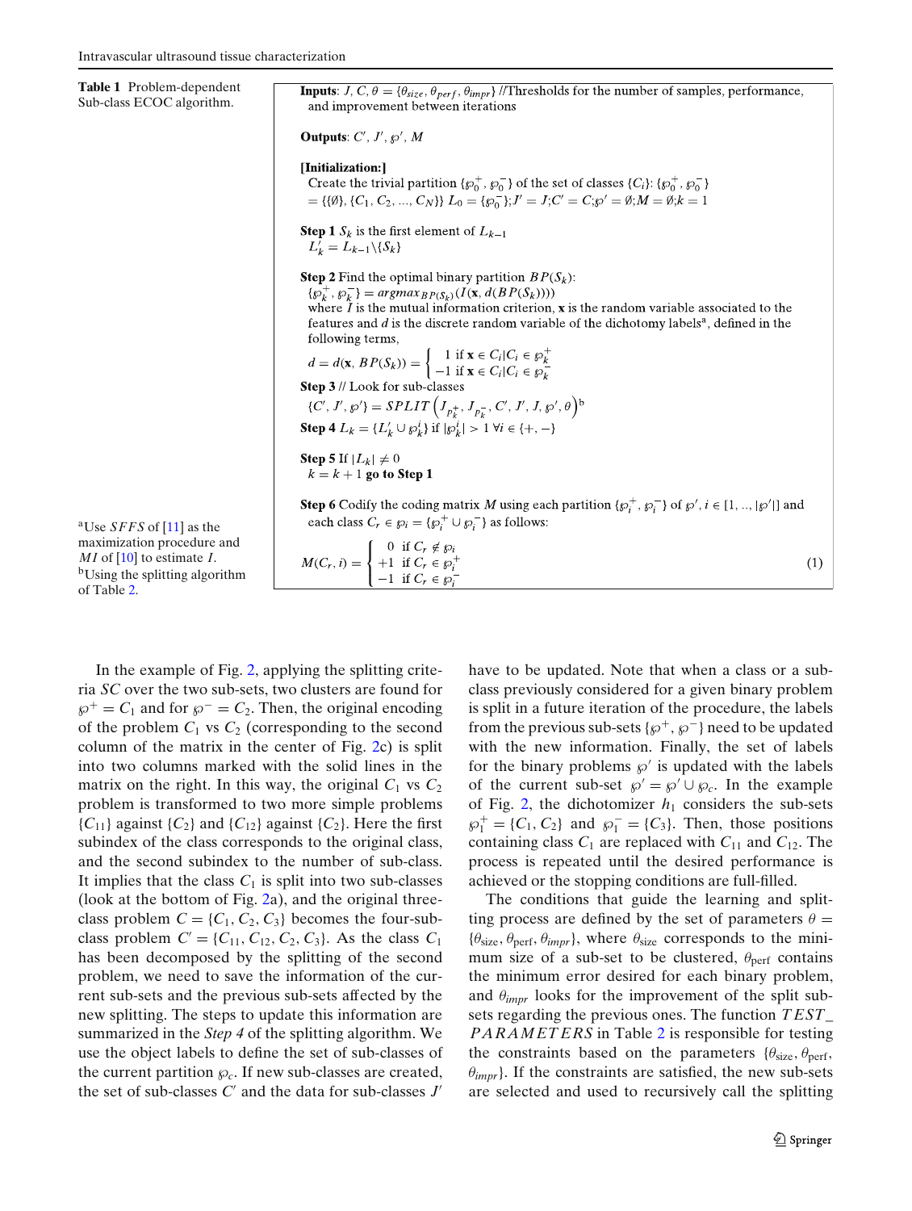**Table 1** Problem-dependent Sub-class ECOC algorithm.

**Inputs**: $J$, $C$, $\theta = \{\theta_{size}, \theta_{perf}, \theta_{impr}\}$ //Thresholds for the number of samples, performance, and improvement between iterations

**Outputs**: $C'$, $J'$, $\wp'$, $M$

**[Initialization:]**

Create the trivial partition $\{\wp_0^+, \wp_0^-\}$ of the set of classes $\{C_i\}$: $\{\wp_0^+, \wp_0^-\} = \{\{\emptyset\}, \{C_1, C_2, ..., C_N\}\}$ $L_0 = \{\wp_0^-\}$;$J' = J$;$C' = C$;$\wp' = \emptyset$;$M = \emptyset$;$k = 1$

**Step 1** $S_k$ is the first element of $L_{k-1}$
$L'_k = L_{k-1} \backslash \{S_k\}$

**Step 2** Find the optimal binary partition $BP(S_k)$:
$\{\wp_k^+, \wp_k^-\} = argmax_{BP(S_k)}(I(\mathbf{x}, d(BP(S_k))))$
where $I$ is the mutual information criterion, $\mathbf{x}$ is the random variable associated to the features and $d$ is the discrete random variable of the dichotomy labels[a], defined in the following terms,

$$d = d(\mathbf{x}, BP(S_k)) = \begin{cases} 1 & \text{if } \mathbf{x} \in C_i | C_i \in \wp_k^+ \\ -1 & \text{if } \mathbf{x} \in C_i | C_i \in \wp_k^- \end{cases}$$

**Step 3** // Look for sub-classes
$\{C', J', \wp'\} = SPLIT\left(J_{p_k^+}, J_{p_k^-}, C', J', J, \wp', \theta\right)$[b]

**Step 4** $L_k = \{L'_k \cup \wp_k^i\}$ if $|\wp_k^i| > 1 \; \forall i \in \{+, -\}$

**Step 5** If $|L_k| \neq 0$
$k = k + 1$ **go to Step 1**

**Step 6** Codify the coding matrix $M$ using each partition $\{\wp_i^+, \wp_i^-\}$ of $\wp'$, $i \in [1, .., |\wp'|]$ and each class $C_r \in \wp_i = \{\wp_i^+ \cup \wp_i^-\}$ as follows:

$$M(C_r, i) = \begin{cases} 0 & \text{if } C_r \notin \wp_i \\ +1 & \text{if } C_r \in \wp_i^+ \\ -1 & \text{if } C_r \in \wp_i^- \end{cases} \quad (1)$$

[a] Use *SFFS* of [11] as the maximization procedure and *MI* of [10] to estimate $I$.
[b] Using the splitting algorithm of Table 2.

In the example of Fig. 2, applying the splitting criteria *SC* over the two sub-sets, two clusters are found for $\wp^+ = C_1$ and for $\wp^- = C_2$. Then, the original encoding of the problem $C_1$ vs $C_2$ (corresponding to the second column of the matrix in the center of Fig. 2c) is split into two columns marked with the solid lines in the matrix on the right. In this way, the original $C_1$ vs $C_2$ problem is transformed to two more simple problems $\{C_{11}\}$ against $\{C_2\}$ and $\{C_{12}\}$ against $\{C_2\}$. Here the first subindex of the class corresponds to the original class, and the second subindex to the number of sub-class. It implies that the class $C_1$ is split into two sub-classes (look at the bottom of Fig. 2a), and the original three-class problem $C = \{C_1, C_2, C_3\}$ becomes the four-sub-class problem $C' = \{C_{11}, C_{12}, C_2, C_3\}$. As the class $C_1$ has been decomposed by the splitting of the second problem, we need to save the information of the current sub-sets and the previous sub-sets affected by the new splitting. The steps to update this information are summarized in the *Step 4* of the splitting algorithm. We use the object labels to define the set of sub-classes of the current partition $\wp_c$. If new sub-classes are created, the set of sub-classes $C'$ and the data for sub-classes $J'$ have to be updated. Note that when a class or a sub-class previously considered for a given binary problem is split in a future iteration of the procedure, the labels from the previous sub-sets $\{\wp^+, \wp^-\}$ need to be updated with the new information. Finally, the set of labels for the binary problems $\wp'$ is updated with the labels of the current sub-set $\wp' = \wp' \cup \wp_c$. In the example of Fig. 2, the dichotomizer $h_1$ considers the sub-sets $\wp_1^+ = \{C_1, C_2\}$ and $\wp_1^- = \{C_3\}$. Then, those positions containing class $C_1$ are replaced with $C_{11}$ and $C_{12}$. The process is repeated until the desired performance is achieved or the stopping conditions are full-filled.

The conditions that guide the learning and splitting process are defined by the set of parameters $\theta = \{\theta_{\text{size}}, \theta_{\text{perf}}, \theta_{impr}\}$, where $\theta_{\text{size}}$ corresponds to the minimum size of a sub-set to be clustered, $\theta_{\text{perf}}$ contains the minimum error desired for each binary problem, and $\theta_{impr}$ looks for the improvement of the split sub-sets regarding the previous ones. The function *TEST_PARAMETERS* in Table 2 is responsible for testing the constraints based on the parameters $\{\theta_{\text{size}}, \theta_{\text{perf}}, \theta_{impr}\}$. If the constraints are satisfied, the new sub-sets are selected and used to recursively call the splitting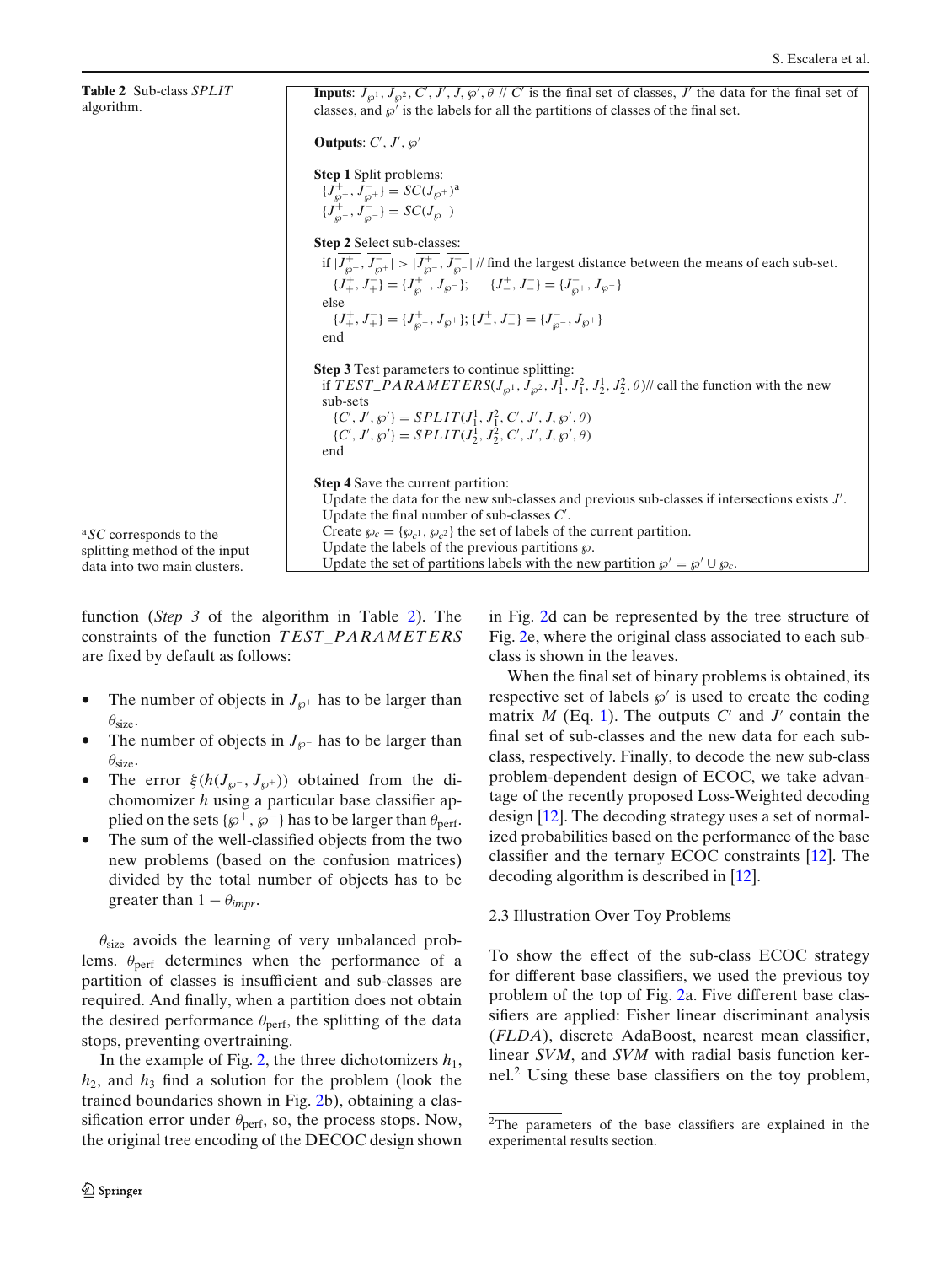**Table 2** Sub-class *SPLIT* algorithm.

**Inputs**: $J_{\wp^1}, J_{\wp^2}, C', J', J, \wp', \theta$ // $C'$ is the final set of classes, $J'$ the data for the final set of classes, and $\wp'$ is the labels for all the partitions of classes of the final set.

**Outputs**: $C', J', \wp'$

**Step 1** Split problems:
$\{J^+_{\wp^+}, J^-_{\wp^+}\} = SC(J_{\wp^+})$[a]
$\{J^+_{\wp^-}, J^-_{\wp^-}\} = SC(J_{\wp^-})$

**Step 2** Select sub-classes:
if $|\overline{J^+_{\wp^+}}, \overline{J^-_{\wp^+}}| > |\overline{J^+_{\wp^-}}, \overline{J^-_{\wp^-}}|$ // find the largest distance between the means of each sub-set.
$\{J^+_+, J^-_+\} = \{J^+_{\wp^+}, J_{\wp^-}\}$; $\{J^+_-, J^-_-\} = \{J^-_{\wp^+}, J_{\wp^-}\}$
else
$\{J^+_+, J^-_+\} = \{J^+_{\wp^-}, J_{\wp^+}\}$; $\{J^+_-, J^-_-\} = \{J^-_{\wp^-}, J_{\wp^+}\}$
end

**Step 3** Test parameters to continue splitting:
if $TEST\_PARAMETERS(J_{\wp^1}, J_{\wp^2}, J^1_1, J^2_1, J^1_2, J^2_2, \theta)$// call the function with the new sub-sets
$\{C', J', \wp'\} = SPLIT(J^1_1, J^2_1, C', J', J, \wp', \theta)$
$\{C', J', \wp'\} = SPLIT(J^1_2, J^2_2, C', J', J, \wp', \theta)$
end

**Step 4** Save the current partition:
Update the data for the new sub-classes and previous sub-classes if intersections exists $J'$.
Update the final number of sub-classes $C'$.
Create $\wp_c = \{\wp_{c^1}, \wp_{c^2}\}$ the set of labels of the current partition.
Update the labels of the previous partitions $\wp$.
Update the set of partitions labels with the new partition $\wp' = \wp' \cup \wp_c$.

[a] *SC* corresponds to the splitting method of the input data into two main clusters.

function (*Step 3* of the algorithm in Table 2). The constraints of the function $TEST\_PARAMETERS$ are fixed by default as follows:

- The number of objects in $J_{\wp^+}$ has to be larger than $\theta_{\text{size}}$.
- The number of objects in $J_{\wp^-}$ has to be larger than $\theta_{\text{size}}$.
- The error $\xi(h(J_{\wp^-}, J_{\wp^+}))$ obtained from the dichomomizer $h$ using a particular base classifier applied on the sets $\{\wp^+, \wp^-\}$ has to be larger than $\theta_{\text{perf}}$.
- The sum of the well-classified objects from the two new problems (based on the confusion matrices) divided by the total number of objects has to be greater than $1 - \theta_{impr}$.

$\theta_{\text{size}}$ avoids the learning of very unbalanced problems. $\theta_{\text{perf}}$ determines when the performance of a partition of classes is insufficient and sub-classes are required. And finally, when a partition does not obtain the desired performance $\theta_{\text{perf}}$, the splitting of the data stops, preventing overtraining.

In the example of Fig. 2, the three dichotomizers $h_1$, $h_2$, and $h_3$ find a solution for the problem (look the trained boundaries shown in Fig. 2b), obtaining a classification error under $\theta_{\text{perf}}$, so, the process stops. Now, the original tree encoding of the DECOC design shown in Fig. 2d can be represented by the tree structure of Fig. 2e, where the original class associated to each sub-class is shown in the leaves.

When the final set of binary problems is obtained, its respective set of labels $\wp'$ is used to create the coding matrix $M$ (Eq. 1). The outputs $C'$ and $J'$ contain the final set of sub-classes and the new data for each sub-class, respectively. Finally, to decode the new sub-class problem-dependent design of ECOC, we take advantage of the recently proposed Loss-Weighted decoding design [12]. The decoding strategy uses a set of normalized probabilities based on the performance of the base classifier and the ternary ECOC constraints [12]. The decoding algorithm is described in [12].

## 2.3 Illustration Over Toy Problems

To show the effect of the sub-class ECOC strategy for different base classifiers, we used the previous toy problem of the top of Fig. 2a. Five different base classifiers are applied: Fisher linear discriminant analysis (*FLDA*), discrete AdaBoost, nearest mean classifier, linear *SVM*, and *SVM* with radial basis function kernel.[2] Using these base classifiers on the toy problem,

[2] The parameters of the base classifiers are explained in the experimental results section.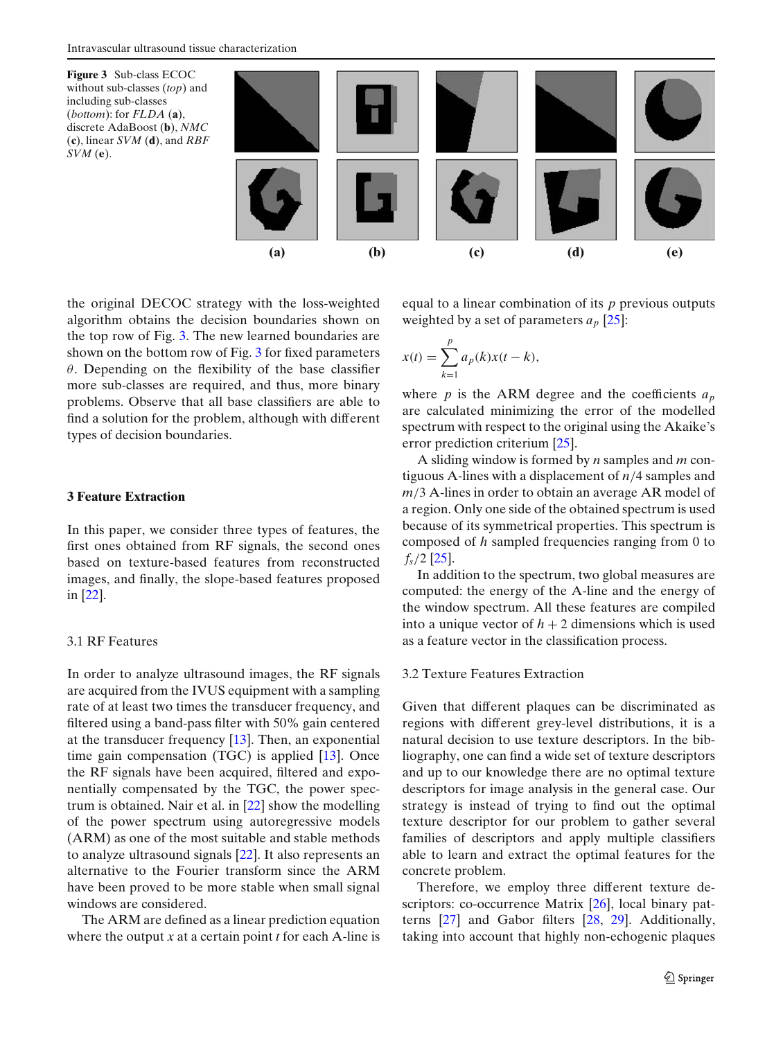**Figure 3** Sub-class ECOC without sub-classes (*top*) and including sub-classes (*bottom*): for *FLDA* (**a**), discrete AdaBoost (**b**), *NMC* (**c**), linear *SVM* (**d**), and *RBF SVM* (**e**).

the original DECOC strategy with the loss-weighted algorithm obtains the decision boundaries shown on the top row of Fig. 3. The new learned boundaries are shown on the bottom row of Fig. 3 for fixed parameters $\theta$. Depending on the flexibility of the base classifier more sub-classes are required, and thus, more binary problems. Observe that all base classifiers are able to find a solution for the problem, although with different types of decision boundaries.

## 3 Feature Extraction

In this paper, we consider three types of features, the first ones obtained from RF signals, the second ones based on texture-based features from reconstructed images, and finally, the slope-based features proposed in [22].

### 3.1 RF Features

In order to analyze ultrasound images, the RF signals are acquired from the IVUS equipment with a sampling rate of at least two times the transducer frequency, and filtered using a band-pass filter with 50% gain centered at the transducer frequency [13]. Then, an exponential time gain compensation (TGC) is applied [13]. Once the RF signals have been acquired, filtered and exponentially compensated by the TGC, the power spectrum is obtained. Nair et al. in [22] show the modelling of the power spectrum using autoregressive models (ARM) as one of the most suitable and stable methods to analyze ultrasound signals [22]. It also represents an alternative to the Fourier transform since the ARM have been proved to be more stable when small signal windows are considered.

The ARM are defined as a linear prediction equation where the output $x$ at a certain point $t$ for each A-line is equal to a linear combination of its $p$ previous outputs weighted by a set of parameters $a_p$ [25]:

$$x(t) = \sum_{k=1}^{p} a_p(k) x(t-k),$$

where $p$ is the ARM degree and the coefficients $a_p$ are calculated minimizing the error of the modelled spectrum with respect to the original using the Akaike's error prediction criterium [25].

A sliding window is formed by $n$ samples and $m$ contiguous A-lines with a displacement of $n/4$ samples and $m/3$ A-lines in order to obtain an average AR model of a region. Only one side of the obtained spectrum is used because of its symmetrical properties. This spectrum is composed of $h$ sampled frequencies ranging from 0 to $f_s/2$ [25].

In addition to the spectrum, two global measures are computed: the energy of the A-line and the energy of the window spectrum. All these features are compiled into a unique vector of $h+2$ dimensions which is used as a feature vector in the classification process.

### 3.2 Texture Features Extraction

Given that different plaques can be discriminated as regions with different grey-level distributions, it is a natural decision to use texture descriptors. In the bibliography, one can find a wide set of texture descriptors and up to our knowledge there are no optimal texture descriptors for image analysis in the general case. Our strategy is instead of trying to find out the optimal texture descriptor for our problem to gather several families of descriptors and apply multiple classifiers able to learn and extract the optimal features for the concrete problem.

Therefore, we employ three different texture descriptors: co-occurrence Matrix [26], local binary patterns [27] and Gabor filters [28, 29]. Additionally, taking into account that highly non-echogenic plaques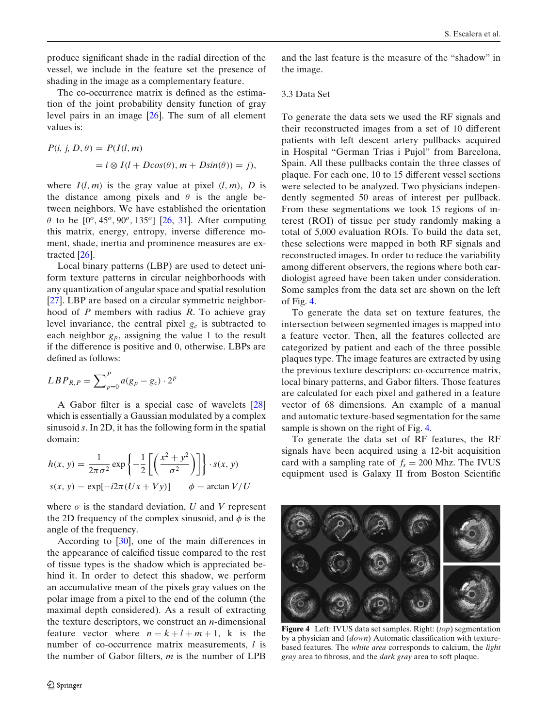produce significant shade in the radial direction of the vessel, we include in the feature set the presence of shading in the image as a complementary feature.

The co-occurrence matrix is defined as the estimation of the joint probability density function of gray level pairs in an image [26]. The sum of all element values is:

$$P(i, j, D, \theta) = P(I(l, m) = i \otimes I(l + D\cos(\theta), m + D\sin(\theta)) = j),$$

where $I(l, m)$ is the gray value at pixel $(l, m)$, $D$ is the distance among pixels and $\theta$ is the angle between neighbors. We have established the orientation $\theta$ to be $[0^o, 45^o, 90^o, 135^o]$ [26, 31]. After computing this matrix, energy, entropy, inverse difference moment, shade, inertia and prominence measures are extracted [26].

Local binary patterns (LBP) are used to detect uniform texture patterns in circular neighborhoods with any quantization of angular space and spatial resolution [27]. LBP are based on a circular symmetric neighborhood of $P$ members with radius $R$. To achieve gray level invariance, the central pixel $g_c$ is subtracted to each neighbor $g_p$, assigning the value 1 to the result if the difference is positive and 0, otherwise. LBPs are defined as follows:

$$LBP_{R,P} = \sum_{p=0}^{P} a(g_p - g_c) \cdot 2^p$$

A Gabor filter is a special case of wavelets [28] which is essentially a Gaussian modulated by a complex sinusoid $s$. In 2D, it has the following form in the spatial domain:

$$h(x, y) = \frac{1}{2\pi\sigma^2} \exp\left\{-\frac{1}{2}\left[\left(\frac{x^2 + y^2}{\sigma^2}\right)\right]\right\} \cdot s(x, y)$$

$$s(x, y) = \exp[-i2\pi(Ux + Vy)] \qquad \phi = \arctan V/U$$

where $\sigma$ is the standard deviation, $U$ and $V$ represent the 2D frequency of the complex sinusoid, and $\phi$ is the angle of the frequency.

According to [30], one of the main differences in the appearance of calcified tissue compared to the rest of tissue types is the shadow which is appreciated behind it. In order to detect this shadow, we perform an accumulative mean of the pixels gray values on the polar image from a pixel to the end of the column (the maximal depth considered). As a result of extracting the texture descriptors, we construct an $n$-dimensional feature vector where $n = k + l + m + 1$, k is the number of co-occurrence matrix measurements, $l$ is the number of Gabor filters, $m$ is the number of LPB and the last feature is the measure of the "shadow" in the image.

### 3.3 Data Set

To generate the data sets we used the RF signals and their reconstructed images from a set of 10 different patients with left descent artery pullbacks acquired in Hospital "German Trias i Pujol" from Barcelona, Spain. All these pullbacks contain the three classes of plaque. For each one, 10 to 15 different vessel sections were selected to be analyzed. Two physicians independently segmented 50 areas of interest per pullback. From these segmentations we took 15 regions of interest (ROI) of tissue per study randomly making a total of 5,000 evaluation ROIs. To build the data set, these selections were mapped in both RF signals and reconstructed images. In order to reduce the variability among different observers, the regions where both cardiologist agreed have been taken under consideration. Some samples from the data set are shown on the left of Fig. 4.

To generate the data set on texture features, the intersection between segmented images is mapped into a feature vector. Then, all the features collected are categorized by patient and each of the three possible plaques type. The image features are extracted by using the previous texture descriptors: co-occurrence matrix, local binary patterns, and Gabor filters. Those features are calculated for each pixel and gathered in a feature vector of 68 dimensions. An example of a manual and automatic texture-based segmentation for the same sample is shown on the right of Fig. 4.

To generate the data set of RF features, the RF signals have been acquired using a 12-bit acquisition card with a sampling rate of $f_s = 200$ Mhz. The IVUS equipment used is Galaxy II from Boston Scientific

**Figure 4** Left: IVUS data set samples. Right: (*top*) segmentation by a physician and (*down*) Automatic classification with texture-based features. The *white area* corresponds to calcium, the *light gray* area to fibrosis, and the *dark gray* area to soft plaque.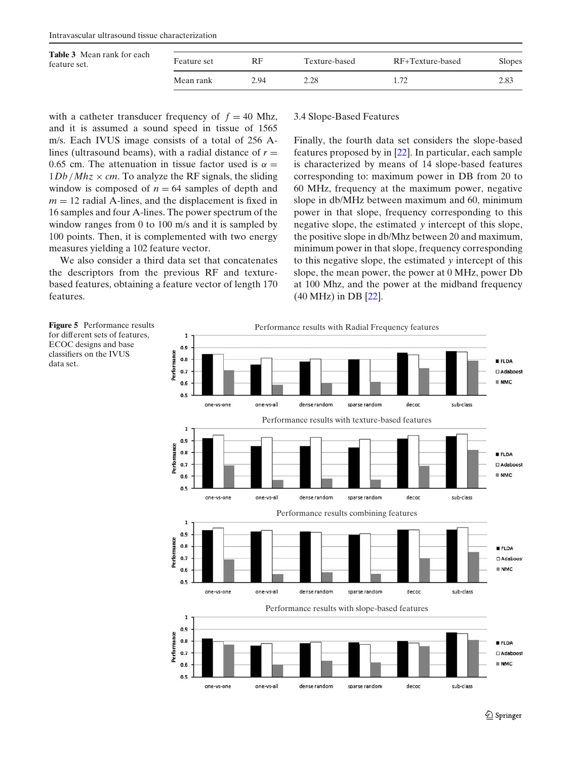**Table 3** Mean rank for each feature set.

| Feature set | RF | Texture-based | RF+Texture-based | Slopes |
|---|---|---|---|---|
| Mean rank | 2.94 | 2.28 | 1.72 | 2.83 |

with a catheter transducer frequency of $f = 40$ Mhz, and it is assumed a sound speed in tissue of 1565 m/s. Each IVUS image consists of a total of 256 A-lines (ultrasound beams), with a radial distance of $r = 0.65$ cm. The attenuation in tissue factor used is $\alpha = 1 Db/Mhz \times cm$. To analyze the RF signals, the sliding window is composed of $n = 64$ samples of depth and $m = 12$ radial A-lines, and the displacement is fixed in 16 samples and four A-lines. The power spectrum of the window ranges from 0 to 100 m/s and it is sampled by 100 points. Then, it is complemented with two energy measures yielding a 102 feature vector.

We also consider a third data set that concatenates the descriptors from the previous RF and texture-based features, obtaining a feature vector of length 170 features.

### 3.4 Slope-Based Features

Finally, the fourth data set considers the slope-based features proposed by in [22]. In particular, each sample is characterized by means of 14 slope-based features corresponding to: maximum power in DB from 20 to 60 MHz, frequency at the maximum power, negative slope in db/MHz between maximum and 60, minimum power in that slope, frequency corresponding to this negative slope, the estimated $y$ intercept of this slope, the positive slope in db/Mhz between 20 and maximum, minimum power in that slope, frequency corresponding to this negative slope, the estimated $y$ intercept of this slope, the mean power, the power at 0 MHz, power Db at 100 Mhz, and the power at the midband frequency (40 MHz) in DB [22].

**Figure 5** Performance results for different sets of features, ECOC designs and base classifiers on the IVUS data set.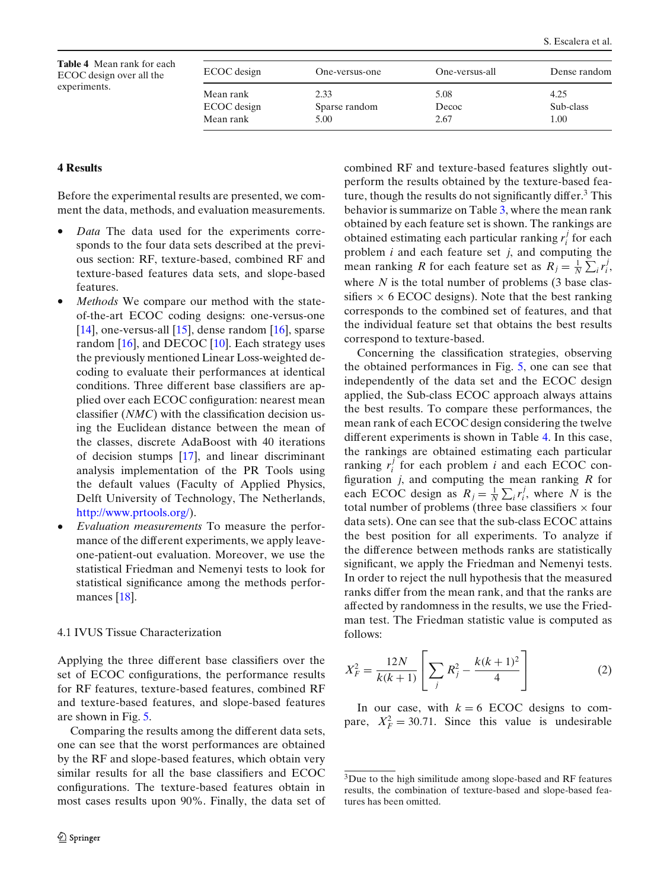**Table 4** Mean rank for each ECOC design over all the experiments.

| ECOC design | One-versus-one | One-versus-all | Dense random |
|---|---|---|---|
| Mean rank | 2.33 | 5.08 | 4.25 |
| ECOC design | Sparse random | Decoc | Sub-class |
| Mean rank | 5.00 | 2.67 | 1.00 |

## 4 Results

Before the experimental results are presented, we comment the data, methods, and evaluation measurements.

- *Data* The data used for the experiments corresponds to the four data sets described at the previous section: RF, texture-based, combined RF and texture-based features data sets, and slope-based features.
- *Methods* We compare our method with the state-of-the-art ECOC coding designs: one-versus-one [14], one-versus-all [15], dense random [16], sparse random [16], and DECOC [10]. Each strategy uses the previously mentioned Linear Loss-weighted decoding to evaluate their performances at identical conditions. Three different base classifiers are applied over each ECOC configuration: nearest mean classifier (*NMC*) with the classification decision using the Euclidean distance between the mean of the classes, discrete AdaBoost with 40 iterations of decision stumps [17], and linear discriminant analysis implementation of the PR Tools using the default values (Faculty of Applied Physics, Delft University of Technology, The Netherlands, http://www.prtools.org/).
- *Evaluation measurements* To measure the performance of the different experiments, we apply leave-one-patient-out evaluation. Moreover, we use the statistical Friedman and Nemenyi tests to look for statistical significance among the methods performances [18].

### 4.1 IVUS Tissue Characterization

Applying the three different base classifiers over the set of ECOC configurations, the performance results for RF features, texture-based features, combined RF and texture-based features, and slope-based features are shown in Fig. 5.

Comparing the results among the different data sets, one can see that the worst performances are obtained by the RF and slope-based features, which obtain very similar results for all the base classifiers and ECOC configurations. The texture-based features obtain in most cases results upon 90%. Finally, the data set of combined RF and texture-based features slightly outperform the results obtained by the texture-based feature, though the results do not significantly differ.[3] This behavior is summarize on Table 3, where the mean rank obtained by each feature set is shown. The rankings are obtained estimating each particular ranking $r_i^j$ for each problem $i$ and each feature set $j$, and computing the mean ranking $R$ for each feature set as $R_j = \frac{1}{N}\sum_i r_i^j$, where $N$ is the total number of problems (3 base classifiers $\times$ 6 ECOC designs). Note that the best ranking corresponds to the combined set of features, and that the individual feature set that obtains the best results correspond to texture-based.

Concerning the classification strategies, observing the obtained performances in Fig. 5, one can see that independently of the data set and the ECOC design applied, the Sub-class ECOC approach always attains the best results. To compare these performances, the mean rank of each ECOC design considering the twelve different experiments is shown in Table 4. In this case, the rankings are obtained estimating each particular ranking $r_i^j$ for each problem $i$ and each ECOC configuration $j$, and computing the mean ranking $R$ for each ECOC design as $R_j = \frac{1}{N}\sum_i r_i^j$, where $N$ is the total number of problems (three base classifiers $\times$ four data sets). One can see that the sub-class ECOC attains the best position for all experiments. To analyze if the difference between methods ranks are statistically significant, we apply the Friedman and Nemenyi tests. In order to reject the null hypothesis that the measured ranks differ from the mean rank, and that the ranks are affected by randomness in the results, we use the Friedman test. The Friedman statistic value is computed as follows:

$$X_F^2 = \frac{12N}{k(k+1)}\left[\sum_j R_j^2 - \frac{k(k+1)^2}{4}\right] \quad (2)$$

In our case, with $k = 6$ ECOC designs to compare, $X_F^2 = 30.71$. Since this value is undesirable

[3] Due to the high similitude among slope-based and RF features results, the combination of texture-based and slope-based features has been omitted.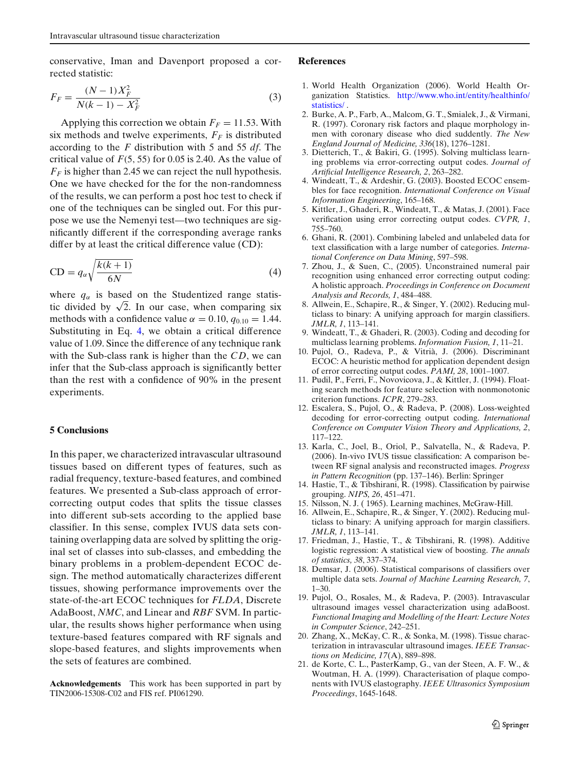conservative, Iman and Davenport proposed a corrected statistic:

$$F_F = \frac{(N-1)X_F^2}{N(k-1) - X_F^2} \tag{3}$$

Applying this correction we obtain $F_F = 11.53$. With six methods and twelve experiments, $F_F$ is distributed according to the $F$ distribution with 5 and 55 $df$. The critical value of $F(5, 55)$ for 0.05 is 2.40. As the value of $F_F$ is higher than 2.45 we can reject the null hypothesis. One we have checked for the for the non-randomness of the results, we can perform a post hoc test to check if one of the techniques can be singled out. For this purpose we use the Nemenyi test—two techniques are significantly different if the corresponding average ranks differ by at least the critical difference value (CD):

$$\text{CD} = q_\alpha \sqrt{\frac{k(k+1)}{6N}} \tag{4}$$

where $q_\alpha$ is based on the Studentized range statistic divided by $\sqrt{2}$. In our case, when comparing six methods with a confidence value $\alpha = 0.10$, $q_{0.10} = 1.44$. Substituting in Eq. 4, we obtain a critical difference value of 1.09. Since the difference of any technique rank with the Sub-class rank is higher than the $CD$, we can infer that the Sub-class approach is significantly better than the rest with a confidence of 90% in the present experiments.

## 5 Conclusions

In this paper, we characterized intravascular ultrasound tissues based on different types of features, such as radial frequency, texture-based features, and combined features. We presented a Sub-class approach of error-correcting output codes that splits the tissue classes into different sub-sets according to the applied base classifier. In this sense, complex IVUS data sets containing overlapping data are solved by splitting the original set of classes into sub-classes, and embedding the binary problems in a problem-dependent ECOC design. The method automatically characterizes different tissues, showing performance improvements over the state-of-the-art ECOC techniques for *FLDA*, Discrete AdaBoost, *NMC*, and Linear and *RBF* SVM. In particular, the results shows higher performance when using texture-based features compared with RF signals and slope-based features, and slights improvements when the sets of features are combined.

**Acknowledgements** This work has been supported in part by TIN2006-15308-C02 and FIS ref. PI061290.

## References

1. World Health Organization (2006). World Health Organization Statistics. http://www.who.int/entity/healthinfo/statistics/ .
2. Burke, A. P., Farb, A., Malcom, G. T., Smialek, J., & Virmani, R. (1997). Coronary risk factors and plaque morphology inmen with coronary disease who died suddently. *The New England Journal of Medicine, 336*(18), 1276–1281.
3. Dietterich, T., & Bakiri, G. (1995). Solving multiclass learning problems via error-correcting output codes. *Journal of Artificial Intelligence Research, 2*, 263–282.
4. Windeatt, T., & Ardeshir, G. (2003). Boosted ECOC ensembles for face recognition. *International Conference on Visual Information Engineering*, 165–168.
5. Kittler, J., Ghaderi, R., Windeatt, T., & Matas, J. (2001). Face verification using error correcting output codes. *CVPR, 1*, 755–760.
6. Ghani, R. (2001). Combining labeled and unlabeled data for text classification with a large number of categories. *International Conference on Data Mining*, 597–598.
7. Zhou, J., & Suen, C., (2005). Unconstrained numeral pair recognition using enhanced error correcting output coding: A holistic approach. *Proceedings in Conference on Document Analysis and Records, 1*, 484–488.
8. Allwein, E., Schapire, R., & Singer, Y. (2002). Reducing multiclass to binary: A unifying approach for margin classifiers. *JMLR, 1*, 113–141.
9. Windeatt, T., & Ghaderi, R. (2003). Coding and decoding for multiclass learning problems. *Information Fusion, 1*, 11–21.
10. Pujol, O., Radeva, P., & Vitrià, J. (2006). Discriminant ECOC: A heuristic method for application dependent design of error correcting output codes. *PAMI, 28*, 1001–1007.
11. Pudil, P., Ferri, F., Novovicova, J., & Kittler, J. (1994). Floating search methods for feature selection with nonmonotonic criterion functions. *ICPR*, 279–283.
12. Escalera, S., Pujol, O., & Radeva, P. (2008). Loss-weighted decoding for error-correcting output coding. *International Conference on Computer Vision Theory and Applications, 2*, 117–122.
13. Karla, C., Joel, B., Oriol, P., Salvatella, N., & Radeva, P. (2006). In-vivo IVUS tissue classification: A comparison between RF signal analysis and reconstructed images. *Progress in Pattern Recognition* (pp. 137–146). Berlin: Springer
14. Hastie, T., & Tibshirani, R. (1998). Classification by pairwise grouping. *NIPS, 26*, 451–471.
15. Nilsson, N. J. ( 1965). Learning machines, McGraw-Hill.
16. Allwein, E., Schapire, R., & Singer, Y. (2002). Reducing multiclass to binary: A unifying approach for margin classifiers. *JMLR, 1*, 113–141.
17. Friedman, J., Hastie, T., & Tibshirani, R. (1998). Additive logistic regression: A statistical view of boosting. *The annals of statistics, 38*, 337–374.
18. Demsar, J. (2006). Statistical comparisons of classifiers over multiple data sets. *Journal of Machine Learning Research, 7*, 1–30.
19. Pujol, O., Rosales, M., & Radeva, P. (2003). Intravascular ultrasound images vessel characterization using adaBoost. *Functional Imaging and Modelling of the Heart: Lecture Notes in Computer Science*, 242–251.
20. Zhang, X., McKay, C. R., & Sonka, M. (1998). Tissue characterization in intravascular ultrasound images. *IEEE Transactions on Medicine, 17*(A), 889–898.
21. de Korte, C. L., PasterKamp, G., van der Steen, A. F. W., & Woutman, H. A. (1999). Characterisation of plaque components with IVUS elastography. *IEEE Ultrasonics Symposium Proceedings*, 1645-1648.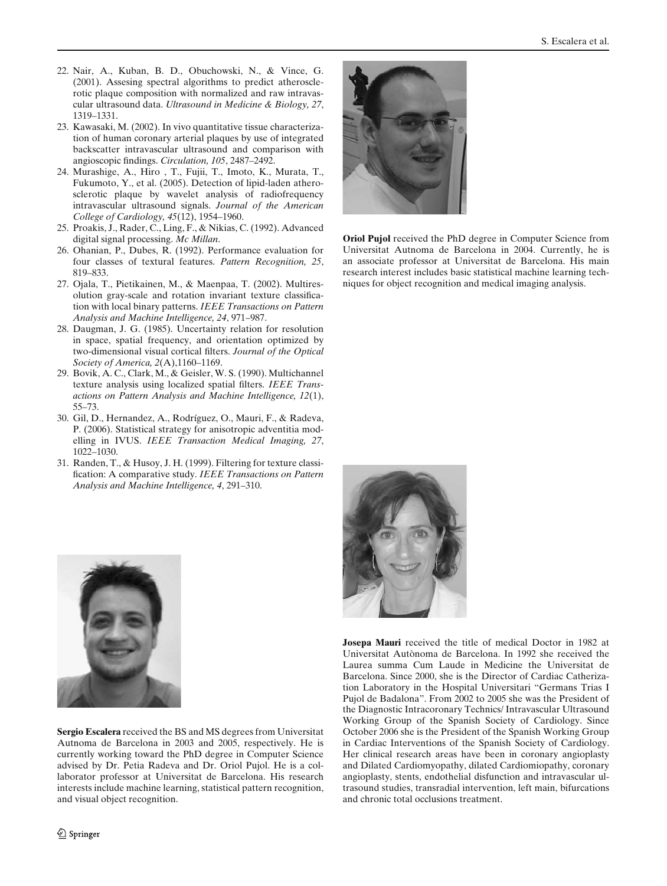22. Nair, A., Kuban, B. D., Obuchowski, N., & Vince, G. (2001). Assesing spectral algorithms to predict atherosclerotic plaque composition with normalized and raw intravascular ultrasound data. *Ultrasound in Medicine & Biology, 27*, 1319–1331.
23. Kawasaki, M. (2002). In vivo quantitative tissue characterization of human coronary arterial plaques by use of integrated backscatter intravascular ultrasound and comparison with angioscopic findings. *Circulation, 105*, 2487–2492.
24. Murashige, A., Hiro , T., Fujii, T., Imoto, K., Murata, T., Fukumoto, Y., et al. (2005). Detection of lipid-laden atherosclerotic plaque by wavelet analysis of radiofrequency intravascular ultrasound signals. *Journal of the American College of Cardiology, 45*(12), 1954–1960.
25. Proakis, J., Rader, C., Ling, F., & Nikias, C. (1992). Advanced digital signal processing. *Mc Millan*.
26. Ohanian, P., Dubes, R. (1992). Performance evaluation for four classes of textural features. *Pattern Recognition, 25*, 819–833.
27. Ojala, T., Pietikainen, M., & Maenpaa, T. (2002). Multiresolution gray-scale and rotation invariant texture classification with local binary patterns. *IEEE Transactions on Pattern Analysis and Machine Intelligence, 24*, 971–987.
28. Daugman, J. G. (1985). Uncertainty relation for resolution in space, spatial frequency, and orientation optimized by two-dimensional visual cortical filters. *Journal of the Optical Society of America, 2*(A),1160–1169.
29. Bovik, A. C., Clark, M., & Geisler, W. S. (1990). Multichannel texture analysis using localized spatial filters. *IEEE Transactions on Pattern Analysis and Machine Intelligence, 12*(1), 55–73.
30. Gil, D., Hernandez, A., Rodríguez, O., Mauri, F., & Radeva, P. (2006). Statistical strategy for anisotropic adventitia modelling in IVUS. *IEEE Transaction Medical Imaging, 27*, 1022–1030.
31. Randen, T., & Husoy, J. H. (1999). Filtering for texture classification: A comparative study. *IEEE Transactions on Pattern Analysis and Machine Intelligence, 4*, 291–310.

**Sergio Escalera** received the BS and MS degrees from Universitat Autnoma de Barcelona in 2003 and 2005, respectively. He is currently working toward the PhD degree in Computer Science advised by Dr. Petia Radeva and Dr. Oriol Pujol. He is a collaborator professor at Universitat de Barcelona. His research interests include machine learning, statistical pattern recognition, and visual object recognition.

**Oriol Pujol** received the PhD degree in Computer Science from Universitat Autnoma de Barcelona in 2004. Currently, he is an associate professor at Universitat de Barcelona. His main research interest includes basic statistical machine learning techniques for object recognition and medical imaging analysis.

**Josepa Mauri** received the title of medical Doctor in 1982 at Universitat Autònoma de Barcelona. In 1992 she received the Laurea summa Cum Laude in Medicine the Universitat de Barcelona. Since 2000, she is the Director of Cardiac Catherization Laboratory in the Hospital Universitari "Germans Trias I Pujol de Badalona". From 2002 to 2005 she was the President of the Diagnostic Intracoronary Technics/ Intravascular Ultrasound Working Group of the Spanish Society of Cardiology. Since October 2006 she is the President of the Spanish Working Group in Cardiac Interventions of the Spanish Society of Cardiology. Her clinical research areas have been in coronary angioplasty and Dilated Cardiomyopathy, dilated Cardiomiopathy, coronary angioplasty, stents, endothelial disfunction and intravascular ultrasound studies, transradial intervention, left main, bifurcations and chronic total occlusions treatment.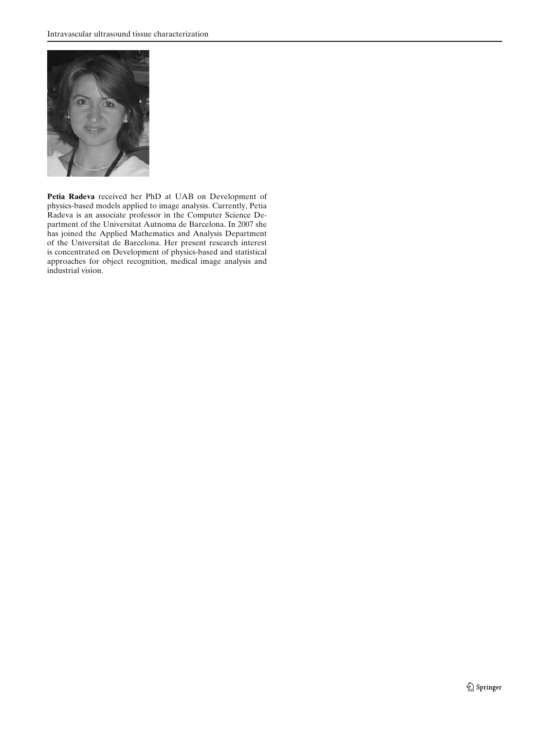**Petia Radeva** received her PhD at UAB on Development of physics-based models applied to image analysis. Currently, Petia Radeva is an associate professor in the Computer Science Department of the Universitat Autnoma de Barcelona. In 2007 she has joined the Applied Mathematics and Analysis Department of the Universitat de Barcelona. Her present research interest is concentrated on Development of physics-based and statistical approaches for object recognition, medical image analysis and industrial vision.